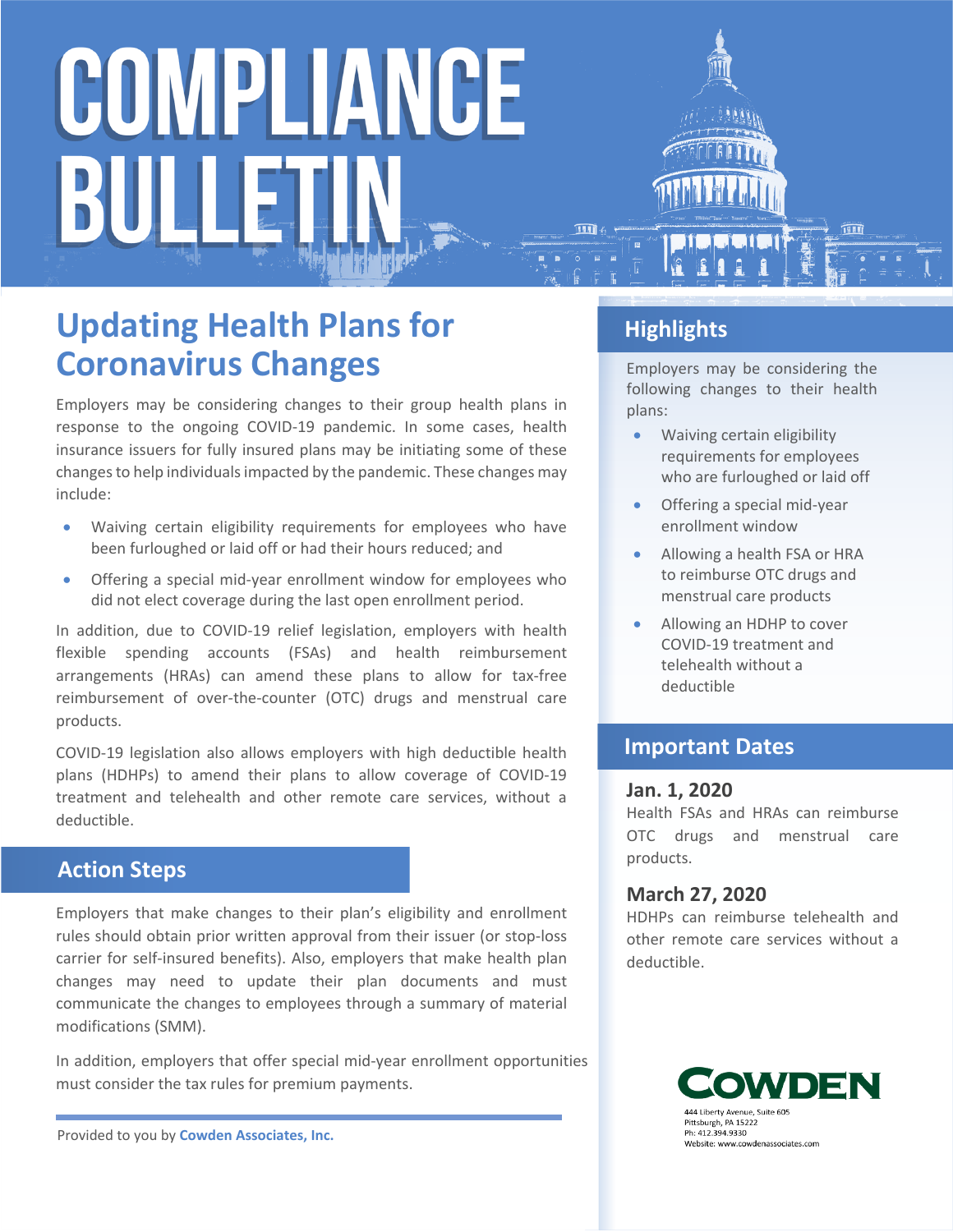# COMPLIANCE BULLETIN

## Updating Health Plans for Coronavirus Changes

Employers may be considering changes to their group health plans in response to the ongoing COVID-19 pandemic. In some cases, health insurance issuers for fully insured plans may be initiating some of these changes to help individuals impacted by the pandemic. These changes may include:

- Waiving certain eligibility requirements for employees who have been furloughed or laid off or had their hours reduced; and
- Offering a special mid-year enrollment window for employees who did not elect coverage during the last open enrollment period.

In addition, due to COVID-19 relief legislation, employers with health flexible spending accounts (FSAs) and health reimbursement arrangements (HRAs) can amend these plans to allow for tax-free reimbursement of over-the-counter (OTC) drugs and menstrual care products.

COVID-19 legislation also allows employers with high deductible health plans (HDHPs) to amend their plans to allow coverage of COVID-19 treatment and telehealth and other remote care services, without a deductible.

### Action Steps

Employers that make changes to their plan's eligibility and enrollment rules should obtain prior written approval from their issuer (or stop-loss carrier for self-insured benefits). Also, employers that make health plan changes may need to update their plan documents and must communicate the changes to employees through a summary of material modifications (SMM).

In addition, employers that offer special mid-year enrollment opportunities must consider the tax rules for premium payments.

Provided to you by **Cowden Associates, Inc.**

### Highlights

Employers may be considering the following changes to their health plans:

- Waiving certain eligibility requirements for employees who are furloughed or laid off
- Offering a special mid-year enrollment window
- Allowing a health FSA or HRA to reimburse OTC drugs and menstrual care products
- Allowing an HDHP to cover COVID-19 treatment and telehealth without a deductible

### Important Dates

**Jan. 1, 2020**

Health FSAs and HRAs can reimburse OTC drugs and menstrual care products.

**March 27, 2020**

HDHPs can reimburse telehealth and other remote care services without a deductible.

**COWDEN**

444 Liberty Avenue, Suite 605
Pittsburgh, PA 15222
Ph: 412.394.9330
Website: www.cowdenassociates.com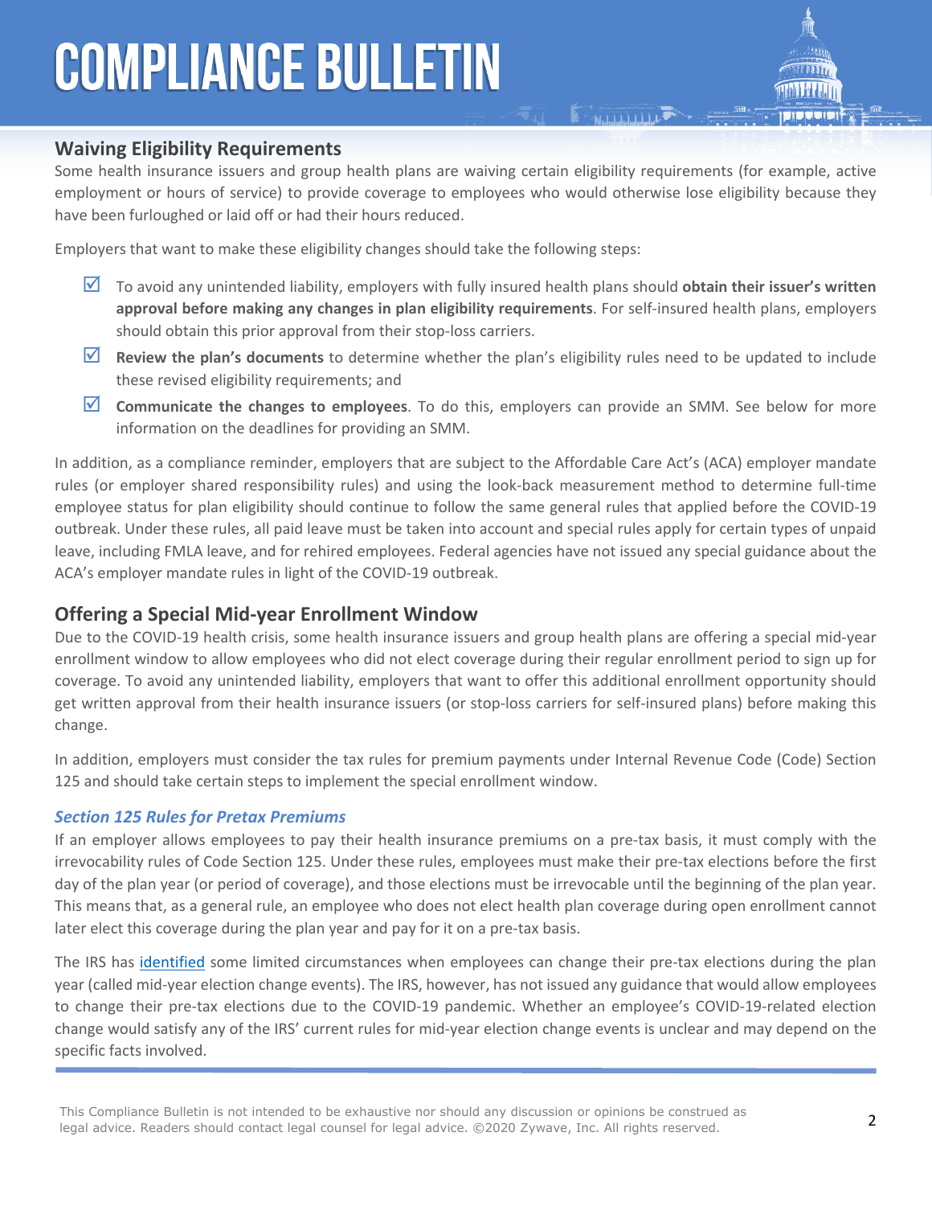## Waiving Eligibility Requirements

Some health insurance issuers and group health plans are waiving certain eligibility requirements (for example, active employment or hours of service) to provide coverage to employees who would otherwise lose eligibility because they have been furloughed or laid off or had their hours reduced.

Employers that want to make these eligibility changes should take the following steps:

- ☑ To avoid any unintended liability, employers with fully insured health plans should **obtain their issuer's written approval before making any changes in plan eligibility requirements**. For self-insured health plans, employers should obtain this prior approval from their stop-loss carriers.
- ☑ **Review the plan's documents** to determine whether the plan's eligibility rules need to be updated to include these revised eligibility requirements; and
- ☑ **Communicate the changes to employees**. To do this, employers can provide an SMM. See below for more information on the deadlines for providing an SMM.

In addition, as a compliance reminder, employers that are subject to the Affordable Care Act's (ACA) employer mandate rules (or employer shared responsibility rules) and using the look-back measurement method to determine full-time employee status for plan eligibility should continue to follow the same general rules that applied before the COVID-19 outbreak. Under these rules, all paid leave must be taken into account and special rules apply for certain types of unpaid leave, including FMLA leave, and for rehired employees. Federal agencies have not issued any special guidance about the ACA's employer mandate rules in light of the COVID-19 outbreak.

## Offering a Special Mid-year Enrollment Window

Due to the COVID-19 health crisis, some health insurance issuers and group health plans are offering a special mid-year enrollment window to allow employees who did not elect coverage during their regular enrollment period to sign up for coverage. To avoid any unintended liability, employers that want to offer this additional enrollment opportunity should get written approval from their health insurance issuers (or stop-loss carriers for self-insured plans) before making this change.

In addition, employers must consider the tax rules for premium payments under Internal Revenue Code (Code) Section 125 and should take certain steps to implement the special enrollment window.

### *Section 125 Rules for Pretax Premiums*

If an employer allows employees to pay their health insurance premiums on a pre-tax basis, it must comply with the irrevocability rules of Code Section 125. Under these rules, employees must make their pre-tax elections before the first day of the plan year (or period of coverage), and those elections must be irrevocable until the beginning of the plan year. This means that, as a general rule, an employee who does not elect health plan coverage during open enrollment cannot later elect this coverage during the plan year and pay for it on a pre-tax basis.

The IRS has identified some limited circumstances when employees can change their pre-tax elections during the plan year (called mid-year election change events). The IRS, however, has not issued any guidance that would allow employees to change their pre-tax elections due to the COVID-19 pandemic. Whether an employee's COVID-19-related election change would satisfy any of the IRS' current rules for mid-year election change events is unclear and may depend on the specific facts involved.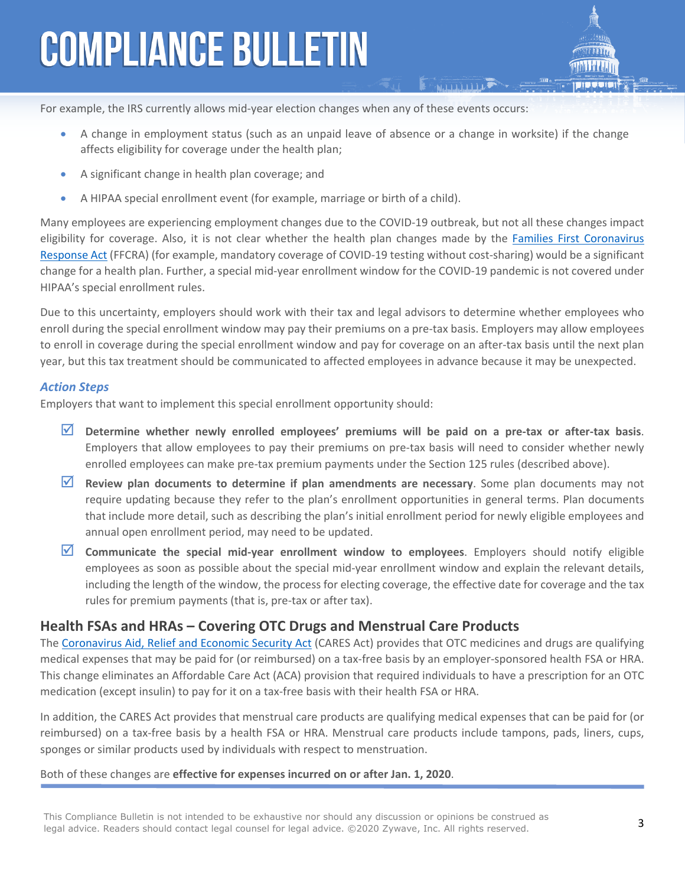For example, the IRS currently allows mid-year election changes when any of these events occurs:

- A change in employment status (such as an unpaid leave of absence or a change in worksite) if the change affects eligibility for coverage under the health plan;
- A significant change in health plan coverage; and
- A HIPAA special enrollment event (for example, marriage or birth of a child).

Many employees are experiencing employment changes due to the COVID-19 outbreak, but not all these changes impact eligibility for coverage. Also, it is not clear whether the health plan changes made by the Families First Coronavirus Response Act (FFCRA) (for example, mandatory coverage of COVID-19 testing without cost-sharing) would be a significant change for a health plan. Further, a special mid-year enrollment window for the COVID-19 pandemic is not covered under HIPAA's special enrollment rules.

Due to this uncertainty, employers should work with their tax and legal advisors to determine whether employees who enroll during the special enrollment window may pay their premiums on a pre-tax basis. Employers may allow employees to enroll in coverage during the special enrollment window and pay for coverage on an after-tax basis until the next plan year, but this tax treatment should be communicated to affected employees in advance because it may be unexpected.

### *Action Steps*

Employers that want to implement this special enrollment opportunity should:

- ☑ **Determine whether newly enrolled employees' premiums will be paid on a pre-tax or after-tax basis**. Employers that allow employees to pay their premiums on pre-tax basis will need to consider whether newly enrolled employees can make pre-tax premium payments under the Section 125 rules (described above).
- ☑ **Review plan documents to determine if plan amendments are necessary**. Some plan documents may not require updating because they refer to the plan's enrollment opportunities in general terms. Plan documents that include more detail, such as describing the plan's initial enrollment period for newly eligible employees and annual open enrollment period, may need to be updated.
- ☑ **Communicate the special mid-year enrollment window to employees**. Employers should notify eligible employees as soon as possible about the special mid-year enrollment window and explain the relevant details, including the length of the window, the process for electing coverage, the effective date for coverage and the tax rules for premium payments (that is, pre-tax or after tax).

## Health FSAs and HRAs – Covering OTC Drugs and Menstrual Care Products

The Coronavirus Aid, Relief and Economic Security Act (CARES Act) provides that OTC medicines and drugs are qualifying medical expenses that may be paid for (or reimbursed) on a tax-free basis by an employer-sponsored health FSA or HRA. This change eliminates an Affordable Care Act (ACA) provision that required individuals to have a prescription for an OTC medication (except insulin) to pay for it on a tax-free basis with their health FSA or HRA.

In addition, the CARES Act provides that menstrual care products are qualifying medical expenses that can be paid for (or reimbursed) on a tax-free basis by a health FSA or HRA. Menstrual care products include tampons, pads, liners, cups, sponges or similar products used by individuals with respect to menstruation.

Both of these changes are **effective for expenses incurred on or after Jan. 1, 2020**.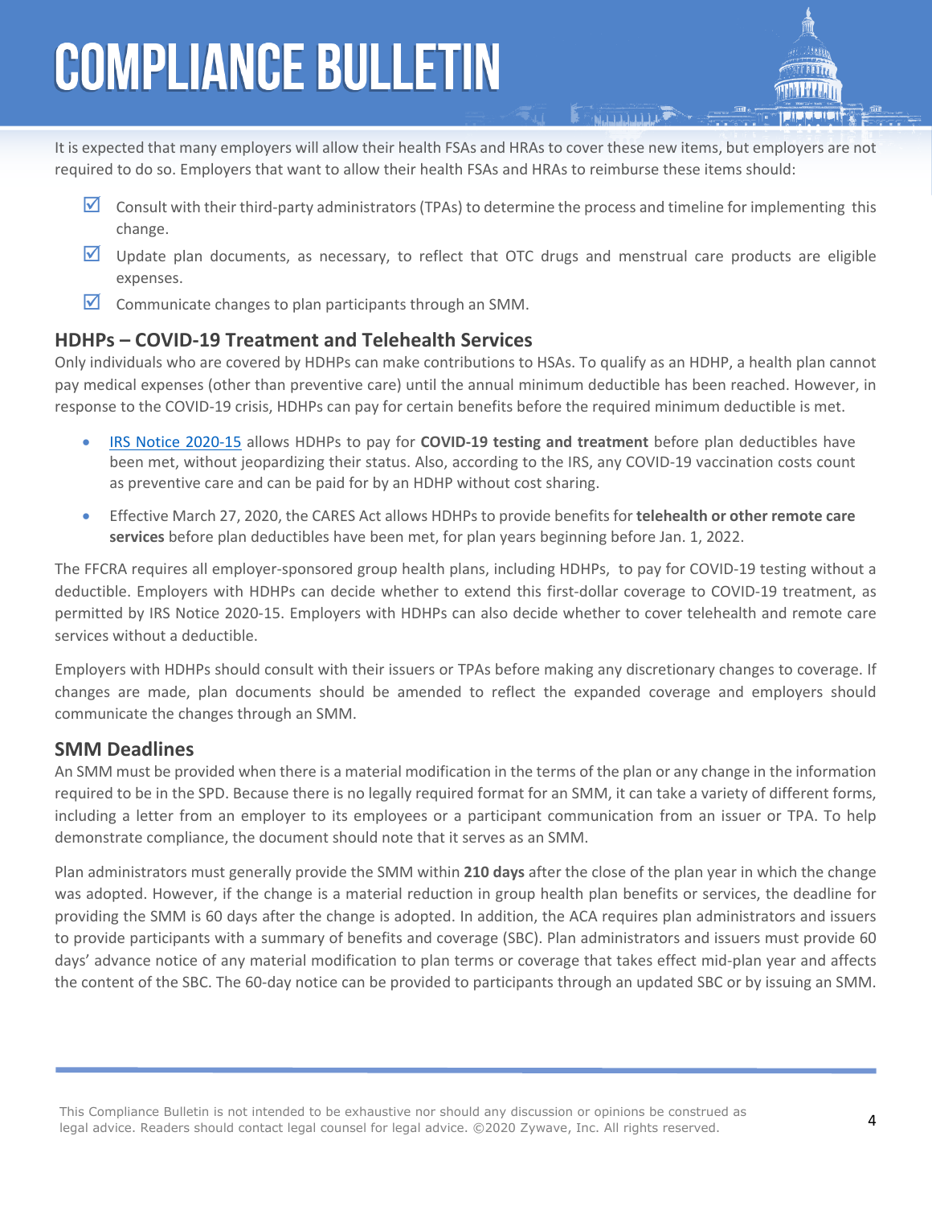It is expected that many employers will allow their health FSAs and HRAs to cover these new items, but employers are not required to do so. Employers that want to allow their health FSAs and HRAs to reimburse these items should:

- ☑ Consult with their third-party administrators (TPAs) to determine the process and timeline for implementing this change.
- ☑ Update plan documents, as necessary, to reflect that OTC drugs and menstrual care products are eligible expenses.
- ☑ Communicate changes to plan participants through an SMM.

## HDHPs – COVID-19 Treatment and Telehealth Services

Only individuals who are covered by HDHPs can make contributions to HSAs. To qualify as an HDHP, a health plan cannot pay medical expenses (other than preventive care) until the annual minimum deductible has been reached. However, in response to the COVID-19 crisis, HDHPs can pay for certain benefits before the required minimum deductible is met.

- IRS Notice 2020-15 allows HDHPs to pay for **COVID-19 testing and treatment** before plan deductibles have been met, without jeopardizing their status. Also, according to the IRS, any COVID-19 vaccination costs count as preventive care and can be paid for by an HDHP without cost sharing.
- Effective March 27, 2020, the CARES Act allows HDHPs to provide benefits for **telehealth or other remote care services** before plan deductibles have been met, for plan years beginning before Jan. 1, 2022.

The FFCRA requires all employer-sponsored group health plans, including HDHPs, to pay for COVID-19 testing without a deductible. Employers with HDHPs can decide whether to extend this first-dollar coverage to COVID-19 treatment, as permitted by IRS Notice 2020-15. Employers with HDHPs can also decide whether to cover telehealth and remote care services without a deductible.

Employers with HDHPs should consult with their issuers or TPAs before making any discretionary changes to coverage. If changes are made, plan documents should be amended to reflect the expanded coverage and employers should communicate the changes through an SMM.

## SMM Deadlines

An SMM must be provided when there is a material modification in the terms of the plan or any change in the information required to be in the SPD. Because there is no legally required format for an SMM, it can take a variety of different forms, including a letter from an employer to its employees or a participant communication from an issuer or TPA. To help demonstrate compliance, the document should note that it serves as an SMM.

Plan administrators must generally provide the SMM within **210 days** after the close of the plan year in which the change was adopted. However, if the change is a material reduction in group health plan benefits or services, the deadline for providing the SMM is 60 days after the change is adopted. In addition, the ACA requires plan administrators and issuers to provide participants with a summary of benefits and coverage (SBC). Plan administrators and issuers must provide 60 days' advance notice of any material modification to plan terms or coverage that takes effect mid-plan year and affects the content of the SBC. The 60-day notice can be provided to participants through an updated SBC or by issuing an SMM.

This Compliance Bulletin is not intended to be exhaustive nor should any discussion or opinions be construed as legal advice. Readers should contact legal counsel for legal advice. ©2020 Zywave, Inc. All rights reserved.